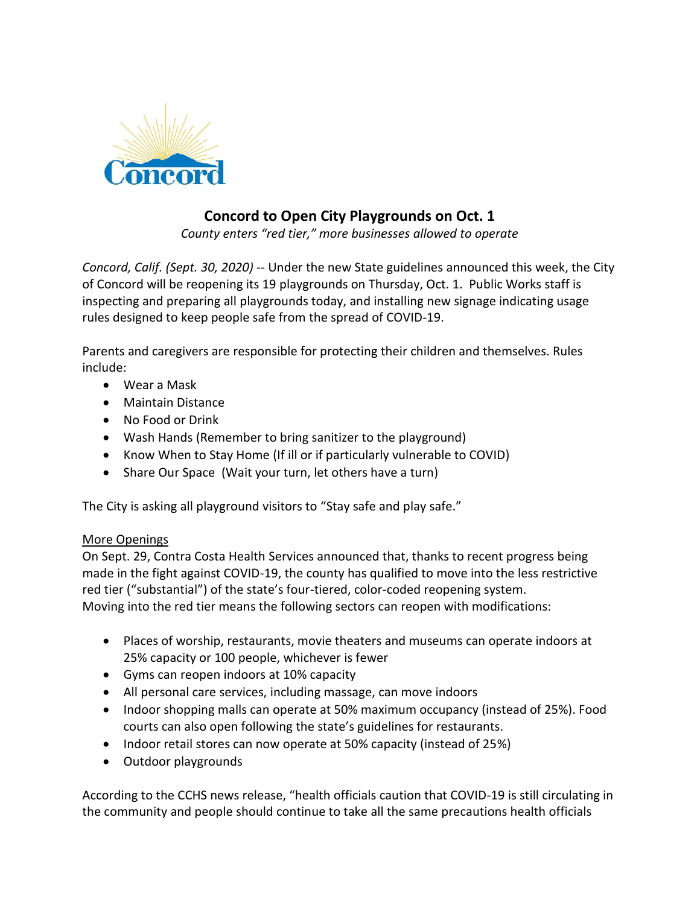# Concord to Open City Playgrounds on Oct. 1

*County enters "red tier," more businesses allowed to operate*

*Concord, Calif. (Sept. 30, 2020)* -- Under the new State guidelines announced this week, the City of Concord will be reopening its 19 playgrounds on Thursday, Oct. 1. Public Works staff is inspecting and preparing all playgrounds today, and installing new signage indicating usage rules designed to keep people safe from the spread of COVID-19.

Parents and caregivers are responsible for protecting their children and themselves. Rules include:

- Wear a Mask
- Maintain Distance
- No Food or Drink
- Wash Hands (Remember to bring sanitizer to the playground)
- Know When to Stay Home (If ill or if particularly vulnerable to COVID)
- Share Our Space (Wait your turn, let others have a turn)

The City is asking all playground visitors to "Stay safe and play safe."

## More Openings

On Sept. 29, Contra Costa Health Services announced that, thanks to recent progress being made in the fight against COVID-19, the county has qualified to move into the less restrictive red tier ("substantial") of the state's four-tiered, color-coded reopening system. Moving into the red tier means the following sectors can reopen with modifications:

- Places of worship, restaurants, movie theaters and museums can operate indoors at 25% capacity or 100 people, whichever is fewer
- Gyms can reopen indoors at 10% capacity
- All personal care services, including massage, can move indoors
- Indoor shopping malls can operate at 50% maximum occupancy (instead of 25%). Food courts can also open following the state's guidelines for restaurants.
- Indoor retail stores can now operate at 50% capacity (instead of 25%)
- Outdoor playgrounds

According to the CCHS news release, "health officials caution that COVID-19 is still circulating in the community and people should continue to take all the same precautions health officials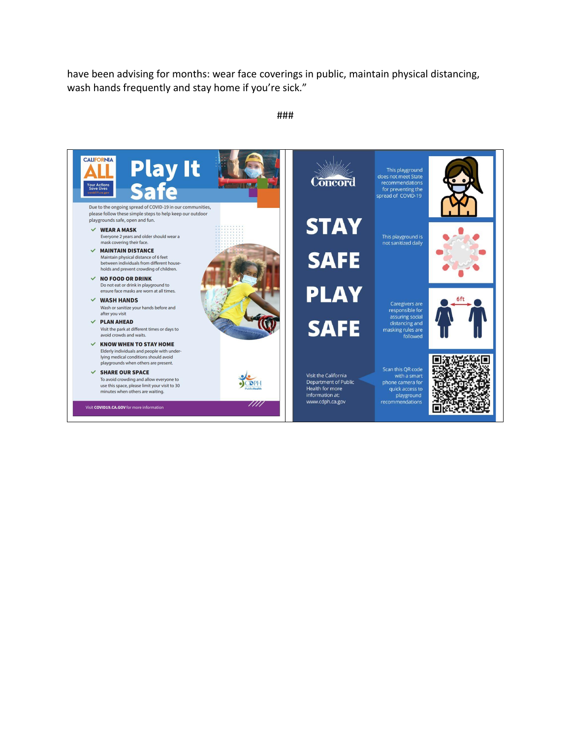have been advising for months: wear face coverings in public, maintain physical distancing, wash hands frequently and stay home if you're sick."

###

CALIFORNIA ALL

Your Actions Save Lives

covid19.ca.gov

# Play It Safe

Due to the ongoing spread of COVID-19 in our communities, please follow these simple steps to help keep our outdoor playgrounds safe, open and fun.

- **WEAR A MASK**
  Everyone 2 years and older should wear a mask covering their face.
- **MAINTAIN DISTANCE**
  Maintain physical distance of 6 feet between individuals from different households and prevent crowding of children.
- **NO FOOD OR DRINK**
  Do not eat or drink in playground to ensure face masks are worn at all times.
- **WASH HANDS**
  Wash or sanitize your hands before and after you visit
- **PLAN AHEAD**
  Visit the park at different times or days to avoid crowds and waits.
- **KNOW WHEN TO STAY HOME**
  Elderly individuals and people with underlying medical conditions should avoid playgrounds when others are present.
- **SHARE OUR SPACE**
  To avoid crowding and allow everyone to use this space, please limit your visit to 30 minutes when others are waiting.

CDPH Public Health

Visit **COVID19.CA.GOV** for more information

Concord

# STAY SAFE PLAY SAFE

This playground does not meet State recommendations for preventing the spread of COVID-19

This playground is not sanitized daily

Caregivers are responsible for assuring social distancing and masking rules are followed

6ft

Visit the California Department of Public Health for more information at: www.cdph.ca.gov

Scan this QR code with a smart phone camera for quick access to playground recommendations